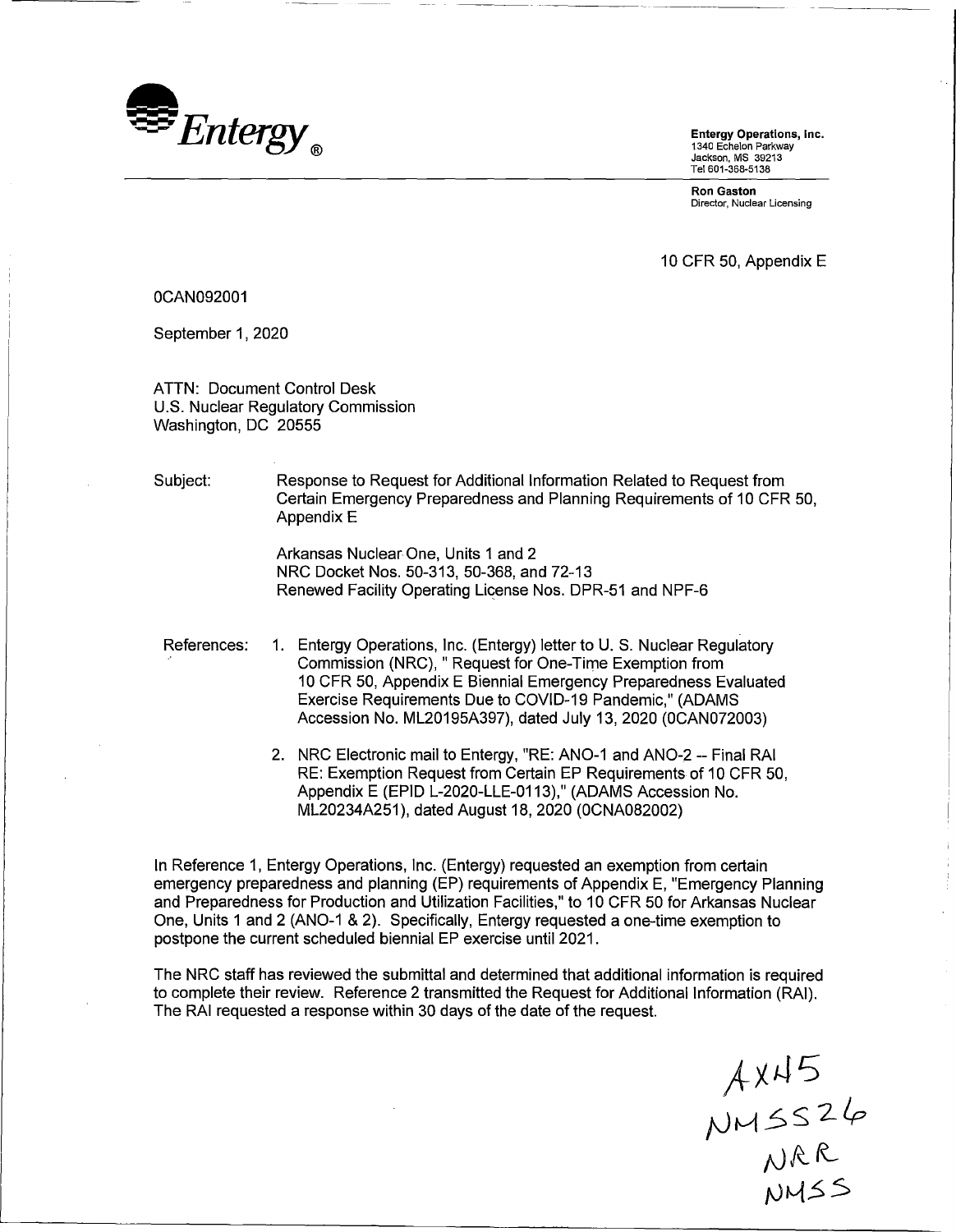**Entergy**®

**Entergy Operations, Inc.**
1340 Echelon Parkway
Jackson, MS 39213
Tel 601-368-5138

**Ron Gaston**
Director, Nuclear Licensing

10 CFR 50, Appendix E

0CAN092001

September 1, 2020

ATTN: Document Control Desk
U.S. Nuclear Regulatory Commission
Washington, DC 20555

Subject: Response to Request for Additional Information Related to Request from Certain Emergency Preparedness and Planning Requirements of 10 CFR 50, Appendix E

Arkansas Nuclear One, Units 1 and 2
NRC Docket Nos. 50-313, 50-368, and 72-13
Renewed Facility Operating License Nos. DPR-51 and NPF-6

References:

1. Entergy Operations, Inc. (Entergy) letter to U. S. Nuclear Regulatory Commission (NRC), " Request for One-Time Exemption from 10 CFR 50, Appendix E Biennial Emergency Preparedness Evaluated Exercise Requirements Due to COVID-19 Pandemic," (ADAMS Accession No. ML20195A397), dated July 13, 2020 (0CAN072003)
2. NRC Electronic mail to Entergy, "RE: ANO-1 and ANO-2 -- Final RAI RE: Exemption Request from Certain EP Requirements of 10 CFR 50, Appendix E (EPID L-2020-LLE-0113)," (ADAMS Accession No. ML20234A251), dated August 18, 2020 (0CNA082002)

In Reference 1, Entergy Operations, Inc. (Entergy) requested an exemption from certain emergency preparedness and planning (EP) requirements of Appendix E, "Emergency Planning and Preparedness for Production and Utilization Facilities," to 10 CFR 50 for Arkansas Nuclear One, Units 1 and 2 (ANO-1 & 2). Specifically, Entergy requested a one-time exemption to postpone the current scheduled biennial EP exercise until 2021.

The NRC staff has reviewed the submittal and determined that additional information is required to complete their review. Reference 2 transmitted the Request for Additional Information (RAI). The RAI requested a response within 30 days of the date of the request.

AX45
NMSS26
NRR
NMSS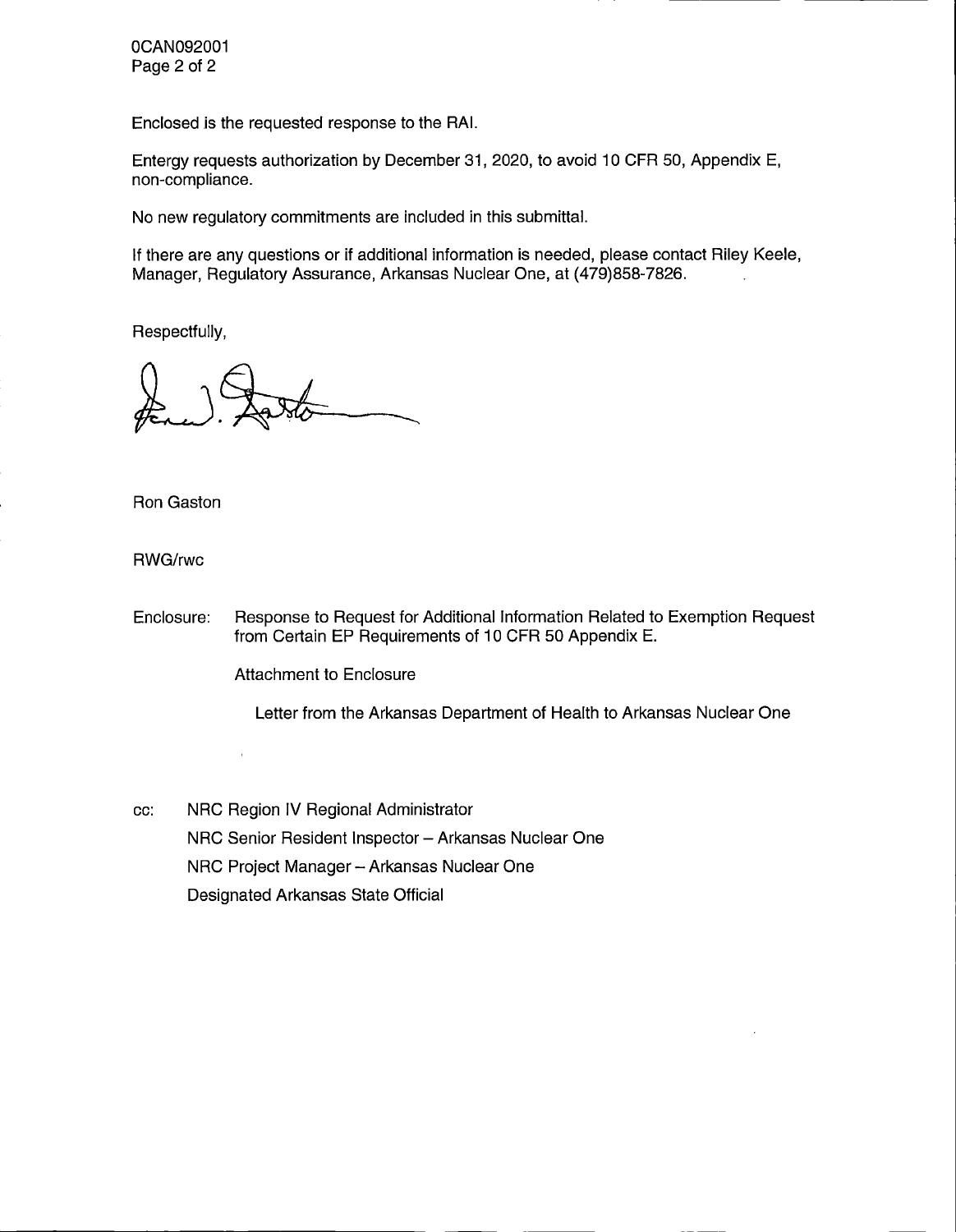Enclosed is the requested response to the RAI.

Entergy requests authorization by December 31, 2020, to avoid 10 CFR 50, Appendix E, non-compliance.

No new regulatory commitments are included in this submittal.

If there are any questions or if additional information is needed, please contact Riley Keele, Manager, Regulatory Assurance, Arkansas Nuclear One, at (479)858-7826.

Respectfully,

Ron Gaston

RWG/rwc

Enclosure: Response to Request for Additional Information Related to Exemption Request from Certain EP Requirements of 10 CFR 50 Appendix E.

Attachment to Enclosure

Letter from the Arkansas Department of Health to Arkansas Nuclear One

cc: NRC Region IV Regional Administrator

NRC Senior Resident Inspector – Arkansas Nuclear One

NRC Project Manager – Arkansas Nuclear One

Designated Arkansas State Official